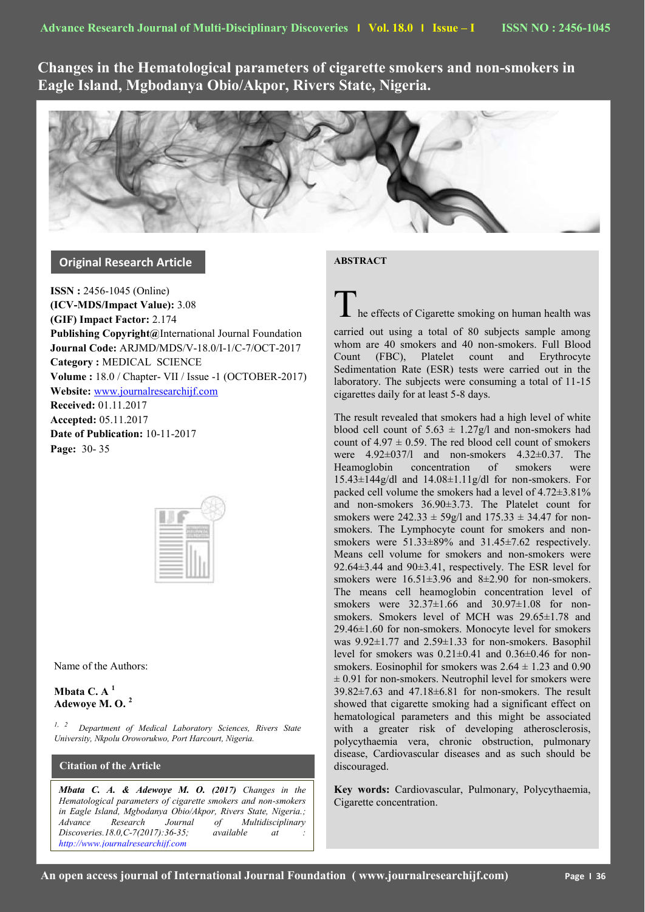# Changes in the Hematological parameters of cigarette smokers and non-smokers in Eagle Island, Mgbodanya Obio/Akpor, Rivers State, Nigeria.

## Original Research Article

**ISSN :** 2456-1045 (Online)
**(ICV-MDS/Impact Value):** 3.08
**(GIF) Impact Factor:** 2.174
**Publishing Copyright@**International Journal Foundation
**Journal Code:** ARJMD/MDS/V-18.0/I-1/C-7/OCT-2017
**Category :** MEDICAL SCIENCE
**Volume :** 18.0 / Chapter- VII / Issue -1 (OCTOBER-2017)
**Website:** www.journalresearchijf.com
**Received:** 01.11.2017
**Accepted:** 05.11.2017
**Date of Publication:** 10-11-2017
**Page:** 30- 35

Name of the Authors:

**Mbata C. A** [1]
**Adewoye M. O.** [2]

[1, 2] *Department of Medical Laboratory Sciences, Rivers State University, Nkpolu Oroworukwo, Port Harcourt, Nigeria.*

## Citation of the Article

***Mbata C. A. & Adewoye M. O. (2017)*** *Changes in the Hematological parameters of cigarette smokers and non-smokers in Eagle Island, Mgbodanya Obio/Akpor, Rivers State, Nigeria.; Advance Research Journal of Multidisciplinary Discoveries.18.0,C-7(2017):36-35; available at : http://www.journalresearchijf.com*

## ABSTRACT

The effects of Cigarette smoking on human health was carried out using a total of 80 subjects sample among whom are 40 smokers and 40 non-smokers. Full Blood Count (FBC), Platelet count and Erythrocyte Sedimentation Rate (ESR) tests were carried out in the laboratory. The subjects were consuming a total of 11-15 cigarettes daily for at least 5-8 days.

The result revealed that smokers had a high level of white blood cell count of 5.63 ± 1.27g/l and non-smokers had count of 4.97 ± 0.59. The red blood cell count of smokers were 4.92±037/l and non-smokers 4.32±0.37. The Heamoglobin concentration of smokers were 15.43±144g/dl and 14.08±1.11g/dl for non-smokers. For packed cell volume the smokers had a level of 4.72±3.81% and non-smokers 36.90±3.73. The Platelet count for smokers were 242.33 ± 59g/l and 175.33 ± 34.47 for non-smokers. The Lymphocyte count for smokers and non-smokers were 51.33±89% and 31.45±7.62 respectively. Means cell volume for smokers and non-smokers were 92.64±3.44 and 90±3.41, respectively. The ESR level for smokers were 16.51±3.96 and 8±2.90 for non-smokers. The means cell heamoglobin concentration level of smokers were 32.37±1.66 and 30.97±1.08 for non-smokers. Smokers level of MCH was 29.65±1.78 and 29.46±1.60 for non-smokers. Monocyte level for smokers was 9.92±1.77 and 2.59±1.33 for non-smokers. Basophil level for smokers was 0.21±0.41 and 0.36±0.46 for non-smokers. Eosinophil for smokers was 2.64 ± 1.23 and 0.90 ± 0.91 for non-smokers. Neutrophil level for smokers were 39.82±7.63 and 47.18±6.81 for non-smokers. The result showed that cigarette smoking had a significant effect on hematological parameters and this might be associated with a greater risk of developing atherosclerosis, polycythaemia vera, chronic obstruction, pulmonary disease, Cardiovascular diseases and as such should be discouraged.

**Key words:** Cardiovascular, Pulmonary, Polycythaemia, Cigarette concentration.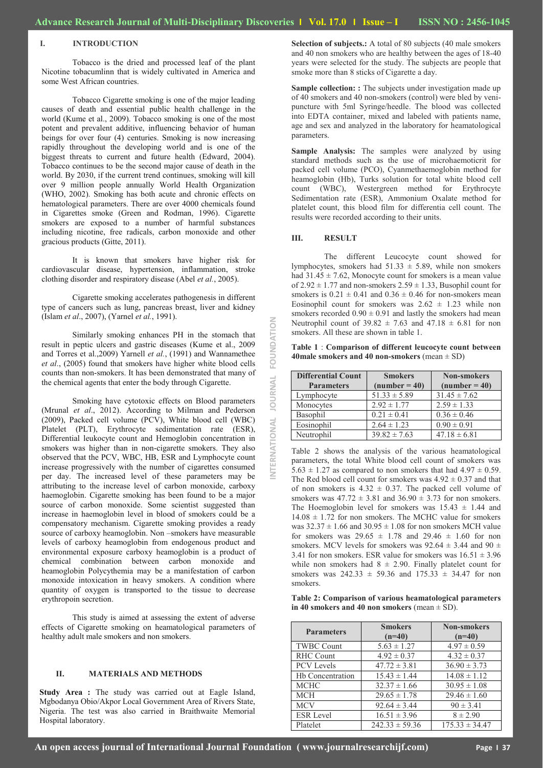## I. INTRODUCTION

Tobacco is the dried and processed leaf of the plant Nicotine tobacumlinn that is widely cultivated in America and some West African countries.

Tobacco Cigarette smoking is one of the major leading causes of death and essential public health challenge in the world (Kume et al., 2009). Tobacco smoking is one of the most potent and prevalent additive, influencing behavior of human beings for over four (4) centuries. Smoking is now increasing rapidly throughout the developing world and is one of the biggest threats to current and future health (Edward, 2004). Tobacco continues to be the second major cause of death in the world. By 2030, if the current trend continues, smoking will kill over 9 million people annually World Health Organization (WHO, 2002). Smoking has both acute and chronic effects on hematological parameters. There are over 4000 chemicals found in Cigarettes smoke (Green and Rodman, 1996). Cigarette smokers are exposed to a number of harmful substances including nicotine, free radicals, carbon monoxide and other gracious products (Gitte, 2011).

It is known that smokers have higher risk for cardiovascular disease, hypertension, inflammation, stroke clothing disorder and respiratory disease (Abel *et al.*, 2005).

Cigarette smoking accelerates pathogenesis in different type of cancers such as lung, pancreas breast, liver and kidney (Islam *et al*., 2007), (Yarnel *et al.*, 1991).

Similarly smoking enhances PH in the stomach that result in peptic ulcers and gastric diseases (Kume et al., 2009 and Torres et al.,2009) Yarnell *et al.*, (1991) and Wannamethee *et al*., (2005) found that smokers have higher white blood cells counts than non-smokers. It has been demonstrated that many of the chemical agents that enter the body through Cigarette.

Smoking have cytotoxic effects on Blood parameters (Mrunal *et al*., 2012). According to Milman and Pederson (2009), Packed cell volume (PCV), White blood cell (WBC) Platelet (PLT), Erythrocyte sedimentation rate (ESR), Differential leukocyte count and Hemoglobin concentration in smokers was higher than in non-cigarette smokers. They also observed that the PCV, WBC, HB, ESR and Lymphocyte count increase progressively with the number of cigarettes consumed per day. The increased level of these parameters may be attributing to the increase level of carbon monoxide, carboxy haemoglobin. Cigarette smoking has been found to be a major source of carbon monoxide. Some scientist suggested than increase in haemoglobin level in blood of smokers could be a compensatory mechanism. Cigarette smoking provides a ready source of carboxy heamoglobin. Non –smokers have measurable levels of carboxy heamoglobin from endogenous product and environmental exposure carboxy heamoglobin is a product of chemical combination between carbon monoxide and heamoglobin Polycythemia may be a manifestation of carbon monoxide intoxication in heavy smokers. A condition where quantity of oxygen is transported to the tissue to decrease erythropoin secretion.

This study is aimed at assessing the extent of adverse effects of Cigarette smoking on heamatological parameters of healthy adult male smokers and non smokers.

## II. MATERIALS AND METHODS

**Study Area :** The study was carried out at Eagle Island, Mgbodanya Obio/Akpor Local Government Area of Rivers State, Nigeria. The test was also carried in Braithwaite Memorial Hospital laboratory.

**Selection of subjects.:** A total of 80 subjects (40 male smokers and 40 non smokers who are healthy between the ages of 18-40 years were selected for the study. The subjects are people that smoke more than 8 sticks of Cigarette a day.

**Sample collection: :** The subjects under investigation made up of 40 smokers and 40 non-smokers (control) were bled by veni-puncture with 5ml Syringe/heedle. The blood was collected into EDTA container, mixed and labeled with patients name, age and sex and analyzed in the laboratory for heamatological parameters.

**Sample Analysis:** The samples were analyzed by using standard methods such as the use of microhaemoticrit for packed cell volume (PCO), Cyanmethaemoglobin method for heamoglobin (Hb), Turks solution for total white blood cell count (WBC), Westergreen method for Erythrocyte Sedimentation rate (ESR), Ammonium Oxalate method for platelet count, this blood film for differentia cell count. The results were recorded according to their units.

## III. RESULT

The different Leucocyte count showed for lymphocytes, smokers had $51.33 \pm 5.89$, while non smokers had $31.45 \pm 7.62$, Monocyte count for smokers is a mean value of $2.92 \pm 1.77$ and non-smokers $2.59 \pm 1.33$, Busophil count for smokers is $0.21 \pm 0.41$ and $0.36 \pm 0.46$ for non-smokers mean Eosinophil count for smokers was $2.62 \pm 1.23$ while non smokers recorded $0.90 \pm 0.91$ and lastly the smokers had mean Neutrophil count of $39.82 \pm 7.63$ and $47.18 \pm 6.81$ for non smokers. All these are shown in table 1.

**Table 1** : **Comparison of different leucocyte count between 40male smokers and 40 non-smokers** (mean ± SD)

| Differential Count Parameters | Smokers (number = 40) | Non-smokers (number = 40) |
|---|---|---|
| Lymphocyte | 51.33 ± 5.89 | 31.45 ± 7.62 |
| Monocytes | 2.92 ± 1.77 | 2.59 ± 1.33 |
| Basophil | 0.21 ± 0.41 | 0.36 ± 0.46 |
| Eosinophil | 2.64 ± 1.23 | 0.90 ± 0.91 |
| Neutrophil | 39.82 ± 7.63 | 47.18 ± 6.81 |

Table 2 shows the analysis of the various heamatological parameters, the total White blood cell count of smokers was $5.63 \pm 1.27$ as compared to non smokers that had $4.97 \pm 0.59$. The Red blood cell count for smokers was $4.92 \pm 0.37$ and that of non smokers is $4.32 \pm 0.37$. The packed cell volume of smokers was $47.72 \pm 3.81$ and $36.90 \pm 3.73$ for non smokers. The Hoemoglobin level for smokers was $15.43 \pm 1.44$ and $14.08 \pm 1.72$ for non smokers. The MCHC value for smokers was $32.37 \pm 1.66$ and $30.95 \pm 1.08$ for non smokers MCH value for smokers was $29.65 \pm 1.78$ and $29.46 \pm 1.60$ for non smokers. MCV levels for smokers was $92.64 \pm 3.44$ and $90 \pm 3.41$ for non smokers. ESR value for smokers was $16.51 \pm 3.96$ while non smokers had $8 \pm 2.90$. Finally platelet count for smokers was $242.33 \pm 59.36$ and $175.33 \pm 34.47$ for non smokers.

**Table 2: Comparison of various heamatological parameters in 40 smokers and 40 non smokers** (mean ± SD).

| Parameters | Smokers (n=40) | Non-smokers (n=40) |
|---|---|---|
| TWBC Count | 5.63 ± 1.27 | 4.97 ± 0.59 |
| RHC Count | 4.92 ± 0.37 | 4.32 ± 0.37 |
| PCV Levels | 47.72 ± 3.81 | 36.90 ± 3.73 |
| Hb Concentration | 15.43 ± 1.44 | 14.08 ± 1.12 |
| MCHC | 32.37 ± 1.66 | 30.95 ± 1.08 |
| MCH | 29.65 ± 1.78 | 29.46 ± 1.60 |
| MCV | 92.64 ± 3.44 | 90 ± 3.41 |
| ESR Level | 16.51 ± 3.96 | 8 ± 2.90 |
| Platelet | 242.33 ± 59.36 | 175.33 ± 34.47 |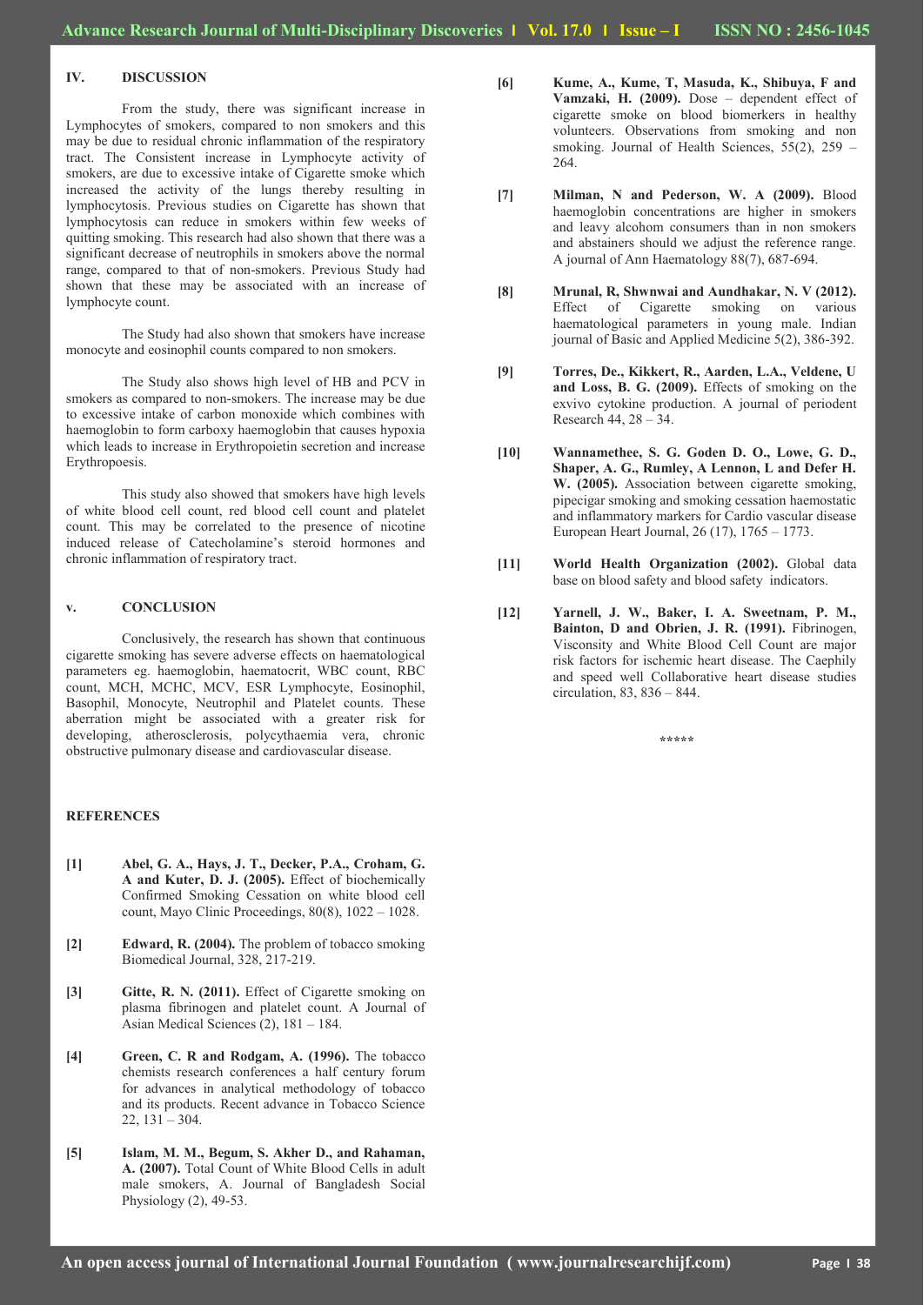## IV. DISCUSSION

From the study, there was significant increase in Lymphocytes of smokers, compared to non smokers and this may be due to residual chronic inflammation of the respiratory tract. The Consistent increase in Lymphocyte activity of smokers, are due to excessive intake of Cigarette smoke which increased the activity of the lungs thereby resulting in lymphocytosis. Previous studies on Cigarette has shown that lymphocytosis can reduce in smokers within few weeks of quitting smoking. This research had also shown that there was a significant decrease of neutrophils in smokers above the normal range, compared to that of non-smokers. Previous Study had shown that these may be associated with an increase of lymphocyte count.

The Study had also shown that smokers have increase monocyte and eosinophil counts compared to non smokers.

The Study also shows high level of HB and PCV in smokers as compared to non-smokers. The increase may be due to excessive intake of carbon monoxide which combines with haemoglobin to form carboxy haemoglobin that causes hypoxia which leads to increase in Erythropoietin secretion and increase Erythropoesis.

This study also showed that smokers have high levels of white blood cell count, red blood cell count and platelet count. This may be correlated to the presence of nicotine induced release of Catecholamine's steroid hormones and chronic inflammation of respiratory tract.

## v. CONCLUSION

Conclusively, the research has shown that continuous cigarette smoking has severe adverse effects on haematological parameters eg. haemoglobin, haematocrit, WBC count, RBC count, MCH, MCHC, MCV, ESR Lymphocyte, Eosinophil, Basophil, Monocyte, Neutrophil and Platelet counts. These aberration might be associated with a greater risk for developing, atherosclerosis, polycythaemia vera, chronic obstructive pulmonary disease and cardiovascular disease.

## REFERENCES

[1] **Abel, G. A., Hays, J. T., Decker, P.A., Croham, G. A and Kuter, D. J. (2005).** Effect of biochemically Confirmed Smoking Cessation on white blood cell count, Mayo Clinic Proceedings, 80(8), 1022 – 1028.

[2] **Edward, R. (2004).** The problem of tobacco smoking Biomedical Journal, 328, 217-219.

[3] **Gitte, R. N. (2011).** Effect of Cigarette smoking on plasma fibrinogen and platelet count. A Journal of Asian Medical Sciences (2), 181 – 184.

[4] **Green, C. R and Rodgam, A. (1996).** The tobacco chemists research conferences a half century forum for advances in analytical methodology of tobacco and its products. Recent advance in Tobacco Science 22, 131 – 304.

[5] **Islam, M. M., Begum, S. Akher D., and Rahaman, A. (2007).** Total Count of White Blood Cells in adult male smokers, A. Journal of Bangladesh Social Physiology (2), 49-53.

[6] **Kume, A., Kume, T, Masuda, K., Shibuya, F and Vamzaki, H. (2009).** Dose – dependent effect of cigarette smoke on blood biomerkers in healthy volunteers. Observations from smoking and non smoking. Journal of Health Sciences, 55(2), 259 – 264.

[7] **Milman, N and Pederson, W. A (2009).** Blood haemoglobin concentrations are higher in smokers and leavy alcohom consumers than in non smokers and abstainers should we adjust the reference range. A journal of Ann Haematology 88(7), 687-694.

[8] **Mrunal, R, Shwnwai and Aundhakar, N. V (2012).** Effect of Cigarette smoking on various haematological parameters in young male. Indian journal of Basic and Applied Medicine 5(2), 386-392.

[9] **Torres, De., Kikkert, R., Aarden, L.A., Veldene, U and Loss, B. G. (2009).** Effects of smoking on the exvivo cytokine production. A journal of periodent Research 44, 28 – 34.

[10] **Wannamethee, S. G. Goden D. O., Lowe, G. D., Shaper, A. G., Rumley, A Lennon, L and Defer H. W. (2005).** Association between cigarette smoking, pipecigar smoking and smoking cessation haemostatic and inflammatory markers for Cardio vascular disease European Heart Journal, 26 (17), 1765 – 1773.

[11] **World Health Organization (2002).** Global data base on blood safety and blood safety indicators.

[12] **Yarnell, J. W., Baker, I. A. Sweetnam, P. M., Bainton, D and Obrien, J. R. (1991).** Fibrinogen, Visconsity and White Blood Cell Count are major risk factors for ischemic heart disease. The Caephily and speed well Collaborative heart disease studies circulation, 83, 836 – 844.

*****